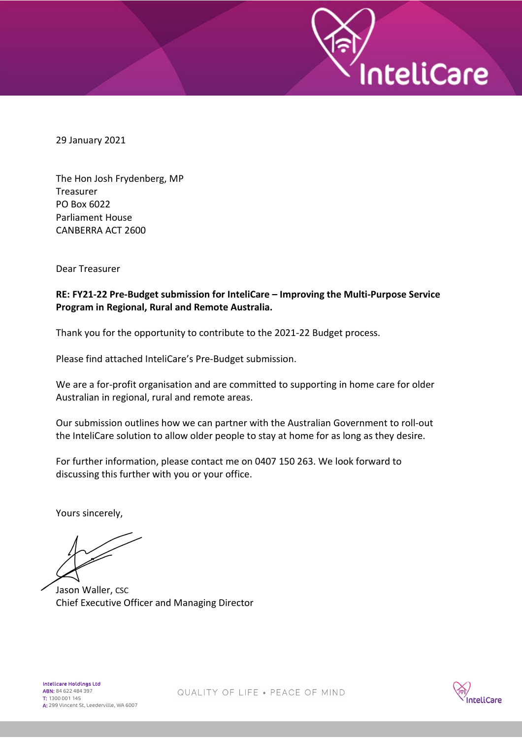29 January 2021

The Hon Josh Frydenberg, MP
Treasurer
PO Box 6022
Parliament House
CANBERRA ACT 2600

Dear Treasurer

**RE: FY21-22 Pre-Budget submission for InteliCare – Improving the Multi-Purpose Service Program in Regional, Rural and Remote Australia.**

Thank you for the opportunity to contribute to the 2021-22 Budget process.

Please find attached InteliCare's Pre-Budget submission.

We are a for-profit organisation and are committed to supporting in home care for older Australian in regional, rural and remote areas.

Our submission outlines how we can partner with the Australian Government to roll-out the InteliCare solution to allow older people to stay at home for as long as they desire.

For further information, please contact me on 0407 150 263. We look forward to discussing this further with you or your office.

Yours sincerely,

Jason Waller, CSC
Chief Executive Officer and Managing Director

Intelicare Holdings Ltd
ABN: 84 622 484 397
T: 1300 001 145
A: 299 Vincent St, Leederville, WA 6007

QUALITY OF LIFE • PEACE OF MIND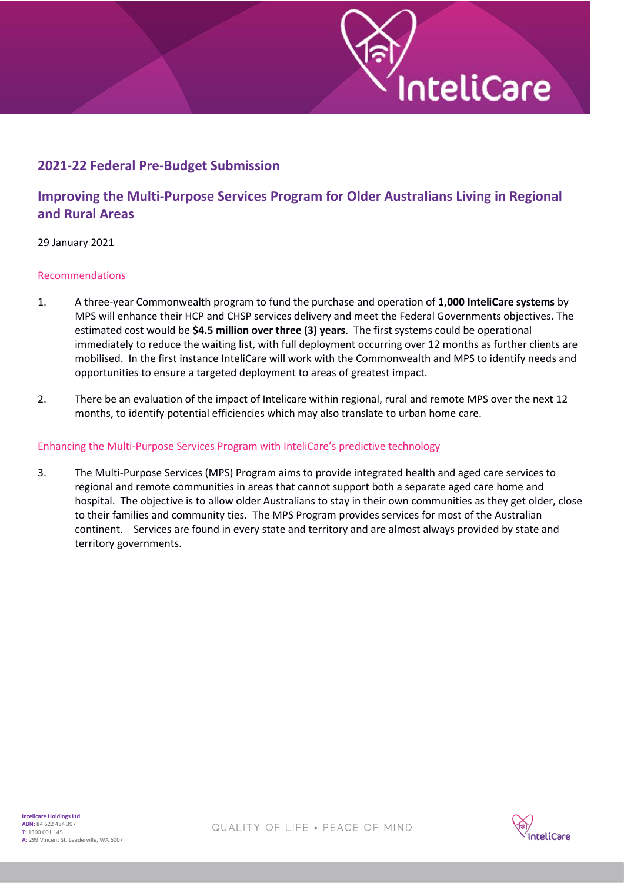## 2021-22 Federal Pre-Budget Submission

## Improving the Multi-Purpose Services Program for Older Australians Living in Regional and Rural Areas

29 January 2021

### Recommendations

1. A three-year Commonwealth program to fund the purchase and operation of **1,000 InteliCare systems** by MPS will enhance their HCP and CHSP services delivery and meet the Federal Governments objectives. The estimated cost would be **$4.5 million over three (3) years**. The first systems could be operational immediately to reduce the waiting list, with full deployment occurring over 12 months as further clients are mobilised. In the first instance InteliCare will work with the Commonwealth and MPS to identify needs and opportunities to ensure a targeted deployment to areas of greatest impact.

2. There be an evaluation of the impact of Intelicare within regional, rural and remote MPS over the next 12 months, to identify potential efficiencies which may also translate to urban home care.

### Enhancing the Multi-Purpose Services Program with InteliCare's predictive technology

3. The Multi-Purpose Services (MPS) Program aims to provide integrated health and aged care services to regional and remote communities in areas that cannot support both a separate aged care home and hospital. The objective is to allow older Australians to stay in their own communities as they get older, close to their families and community ties. The MPS Program provides services for most of the Australian continent. Services are found in every state and territory and are almost always provided by state and territory governments.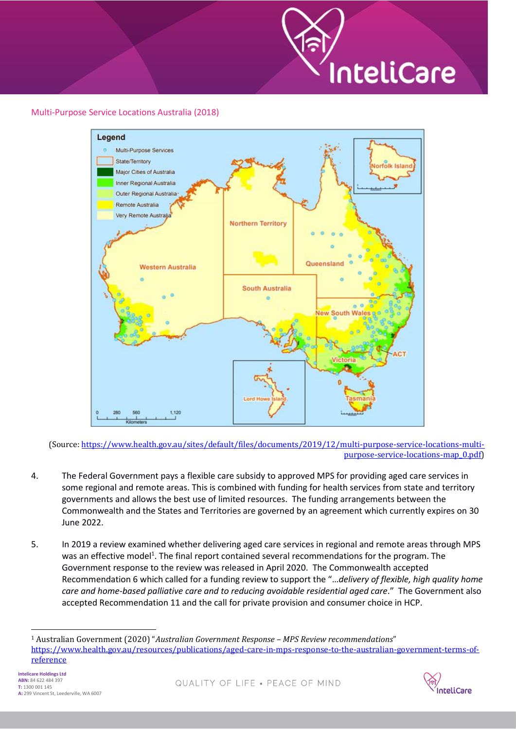Multi-Purpose Service Locations Australia (2018)

(Source: https://www.health.gov.au/sites/default/files/documents/2019/12/multi-purpose-service-locations-multi-purpose-service-locations-map_0.pdf)

4. The Federal Government pays a flexible care subsidy to approved MPS for providing aged care services in some regional and remote areas. This is combined with funding for health services from state and territory governments and allows the best use of limited resources. The funding arrangements between the Commonwealth and the States and Territories are governed by an agreement which currently expires on 30 June 2022.

5. In 2019 a review examined whether delivering aged care services in regional and remote areas through MPS was an effective model[1]. The final report contained several recommendations for the program. The Government response to the review was released in April 2020. The Commonwealth accepted Recommendation 6 which called for a funding review to support the "*…delivery of flexible, high quality home care and home-based palliative care and to reducing avoidable residential aged care*." The Government also accepted Recommendation 11 and the call for private provision and consumer choice in HCP.

[1] Australian Government (2020) "*Australian Government Response – MPS Review recommendations*" https://www.health.gov.au/resources/publications/aged-care-in-mps-response-to-the-australian-government-terms-of-reference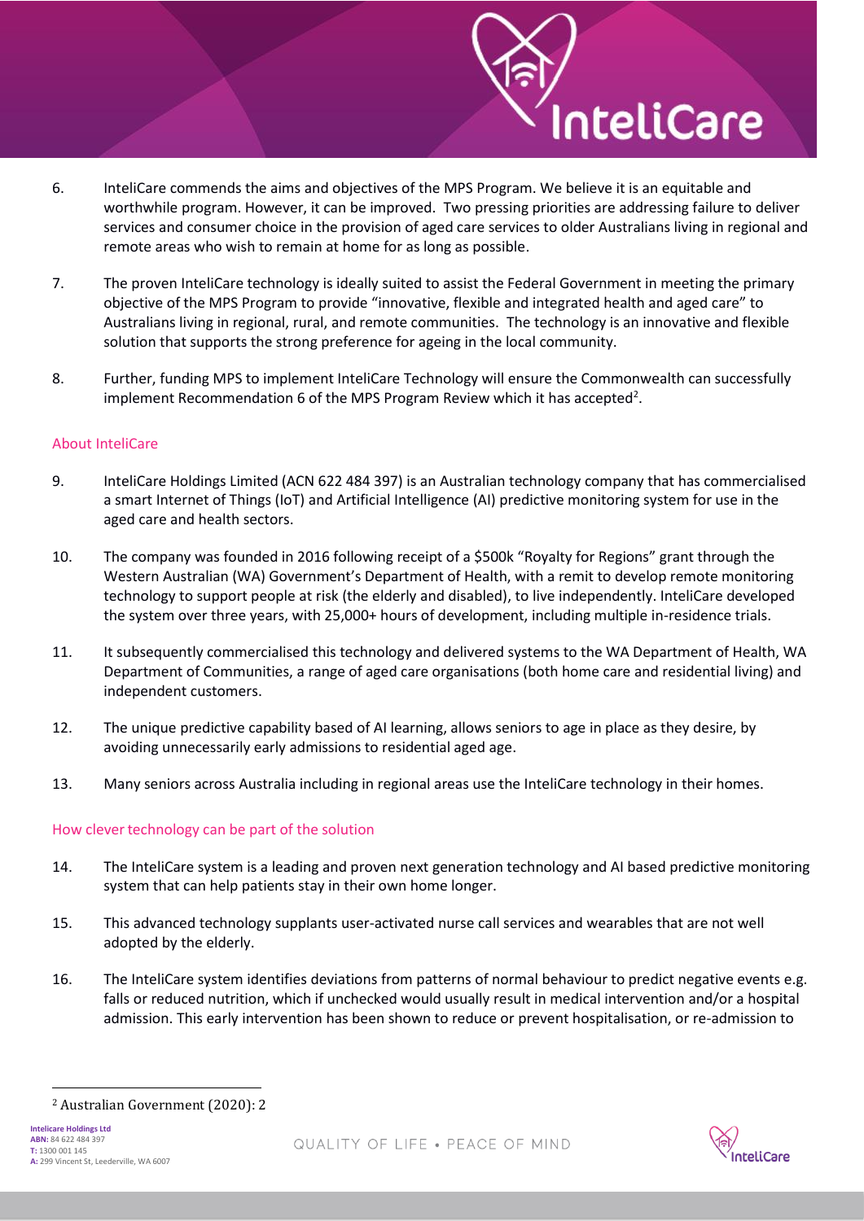6. InteliCare commends the aims and objectives of the MPS Program. We believe it is an equitable and worthwhile program. However, it can be improved. Two pressing priorities are addressing failure to deliver services and consumer choice in the provision of aged care services to older Australians living in regional and remote areas who wish to remain at home for as long as possible.

7. The proven InteliCare technology is ideally suited to assist the Federal Government in meeting the primary objective of the MPS Program to provide "innovative, flexible and integrated health and aged care" to Australians living in regional, rural, and remote communities. The technology is an innovative and flexible solution that supports the strong preference for ageing in the local community.

8. Further, funding MPS to implement InteliCare Technology will ensure the Commonwealth can successfully implement Recommendation 6 of the MPS Program Review which it has accepted[2].

## About InteliCare

9. InteliCare Holdings Limited (ACN 622 484 397) is an Australian technology company that has commercialised a smart Internet of Things (IoT) and Artificial Intelligence (AI) predictive monitoring system for use in the aged care and health sectors.

10. The company was founded in 2016 following receipt of a $500k "Royalty for Regions" grant through the Western Australian (WA) Government's Department of Health, with a remit to develop remote monitoring technology to support people at risk (the elderly and disabled), to live independently. InteliCare developed the system over three years, with 25,000+ hours of development, including multiple in-residence trials.

11. It subsequently commercialised this technology and delivered systems to the WA Department of Health, WA Department of Communities, a range of aged care organisations (both home care and residential living) and independent customers.

12. The unique predictive capability based of AI learning, allows seniors to age in place as they desire, by avoiding unnecessarily early admissions to residential aged age.

13. Many seniors across Australia including in regional areas use the InteliCare technology in their homes.

## How clever technology can be part of the solution

14. The InteliCare system is a leading and proven next generation technology and AI based predictive monitoring system that can help patients stay in their own home longer.

15. This advanced technology supplants user-activated nurse call services and wearables that are not well adopted by the elderly.

16. The InteliCare system identifies deviations from patterns of normal behaviour to predict negative events e.g. falls or reduced nutrition, which if unchecked would usually result in medical intervention and/or a hospital admission. This early intervention has been shown to reduce or prevent hospitalisation, or re-admission to

---

[2] Australian Government (2020): 2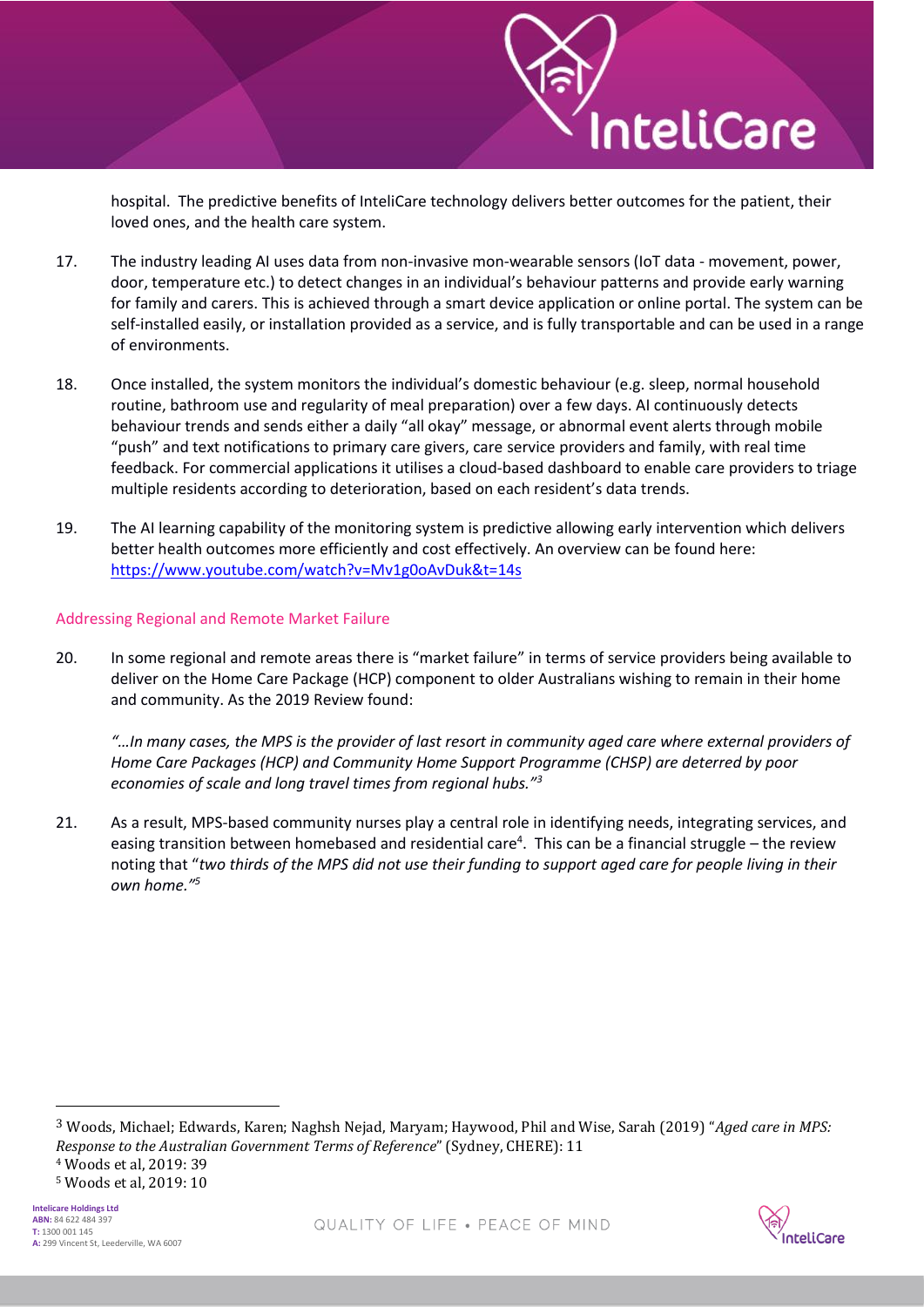hospital. The predictive benefits of InteliCare technology delivers better outcomes for the patient, their loved ones, and the health care system.

17. The industry leading AI uses data from non-invasive mon-wearable sensors (IoT data - movement, power, door, temperature etc.) to detect changes in an individual's behaviour patterns and provide early warning for family and carers. This is achieved through a smart device application or online portal. The system can be self-installed easily, or installation provided as a service, and is fully transportable and can be used in a range of environments.

18. Once installed, the system monitors the individual's domestic behaviour (e.g. sleep, normal household routine, bathroom use and regularity of meal preparation) over a few days. AI continuously detects behaviour trends and sends either a daily "all okay" message, or abnormal event alerts through mobile "push" and text notifications to primary care givers, care service providers and family, with real time feedback. For commercial applications it utilises a cloud-based dashboard to enable care providers to triage multiple residents according to deterioration, based on each resident's data trends.

19. The AI learning capability of the monitoring system is predictive allowing early intervention which delivers better health outcomes more efficiently and cost effectively. An overview can be found here: [https://www.youtube.com/watch?v=Mv1g0oAvDuk&t=14s](https://www.youtube.com/watch?v=Mv1g0oAvDuk&t=14s)

## Addressing Regional and Remote Market Failure

20. In some regional and remote areas there is "market failure" in terms of service providers being available to deliver on the Home Care Package (HCP) component to older Australians wishing to remain in their home and community. As the 2019 Review found:

    *"…In many cases, the MPS is the provider of last resort in community aged care where external providers of Home Care Packages (HCP) and Community Home Support Programme (CHSP) are deterred by poor economies of scale and long travel times from regional hubs."*[3]

21. As a result, MPS-based community nurses play a central role in identifying needs, integrating services, and easing transition between homebased and residential care[4]. This can be a financial struggle – the review noting that "*two thirds of the MPS did not use their funding to support aged care for people living in their own home."*[5]

---

[3] Woods, Michael; Edwards, Karen; Naghsh Nejad, Maryam; Haywood, Phil and Wise, Sarah (2019) "*Aged care in MPS: Response to the Australian Government Terms of Reference*" (Sydney, CHERE): 11

[4] Woods et al, 2019: 39

[5] Woods et al, 2019: 10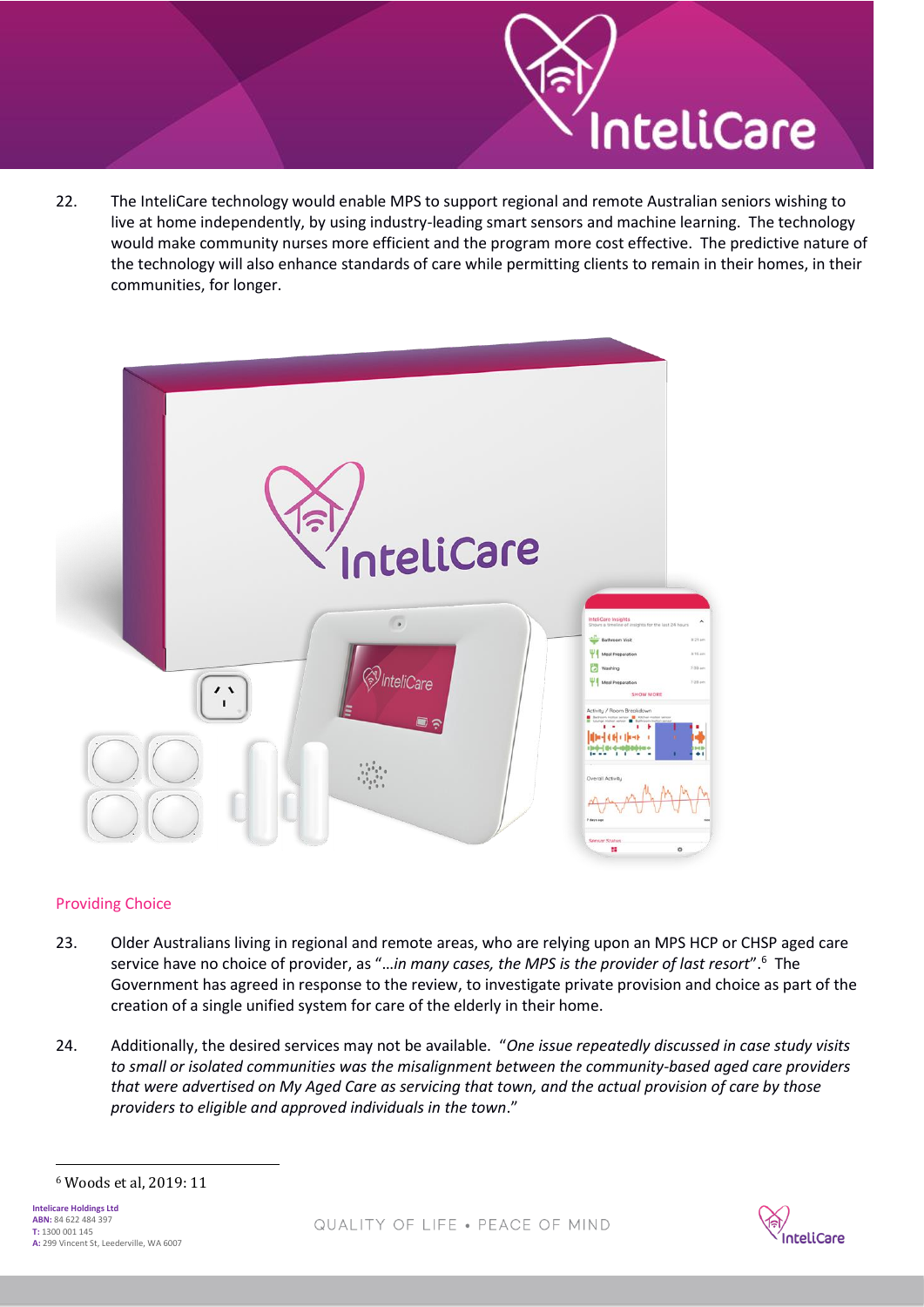22. The InteliCare technology would enable MPS to support regional and remote Australian seniors wishing to live at home independently, by using industry-leading smart sensors and machine learning. The technology would make community nurses more efficient and the program more cost effective. The predictive nature of the technology will also enhance standards of care while permitting clients to remain in their homes, in their communities, for longer.

## Providing Choice

23. Older Australians living in regional and remote areas, who are relying upon an MPS HCP or CHSP aged care service have no choice of provider, as "*…in many cases, the MPS is the provider of last resort*".[6] The Government has agreed in response to the review, to investigate private provision and choice as part of the creation of a single unified system for care of the elderly in their home.

24. Additionally, the desired services may not be available. "*One issue repeatedly discussed in case study visits to small or isolated communities was the misalignment between the community-based aged care providers that were advertised on My Aged Care as servicing that town, and the actual provision of care by those providers to eligible and approved individuals in the town*."

---

[6] Woods et al, 2019: 11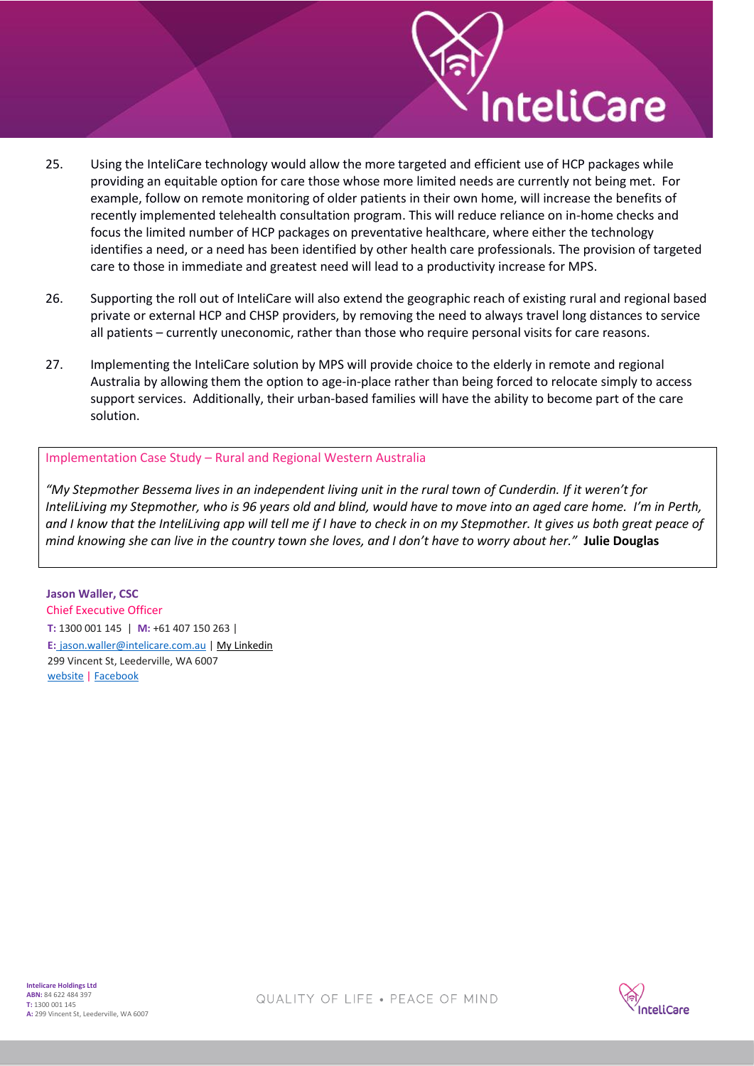25. Using the InteliCare technology would allow the more targeted and efficient use of HCP packages while providing an equitable option for care those whose more limited needs are currently not being met. For example, follow on remote monitoring of older patients in their own home, will increase the benefits of recently implemented telehealth consultation program. This will reduce reliance on in-home checks and focus the limited number of HCP packages on preventative healthcare, where either the technology identifies a need, or a need has been identified by other health care professionals. The provision of targeted care to those in immediate and greatest need will lead to a productivity increase for MPS.

26. Supporting the roll out of InteliCare will also extend the geographic reach of existing rural and regional based private or external HCP and CHSP providers, by removing the need to always travel long distances to service all patients – currently uneconomic, rather than those who require personal visits for care reasons.

27. Implementing the InteliCare solution by MPS will provide choice to the elderly in remote and regional Australia by allowing them the option to age-in-place rather than being forced to relocate simply to access support services. Additionally, their urban-based families will have the ability to become part of the care solution.

### Implementation Case Study – Rural and Regional Western Australia

*"My Stepmother Bessema lives in an independent living unit in the rural town of Cunderdin. If it weren't for InteliLiving my Stepmother, who is 96 years old and blind, would have to move into an aged care home. I'm in Perth, and I know that the InteliLiving app will tell me if I have to check in on my Stepmother. It gives us both great peace of mind knowing she can live in the country town she loves, and I don't have to worry about her."* **Julie Douglas**

**Jason Waller, CSC**
Chief Executive Officer
**T:** 1300 001 145 | **M:** +61 407 150 263 |
**E:** jason.waller@intelicare.com.au | My Linkedin
299 Vincent St, Leederville, WA 6007
website | Facebook